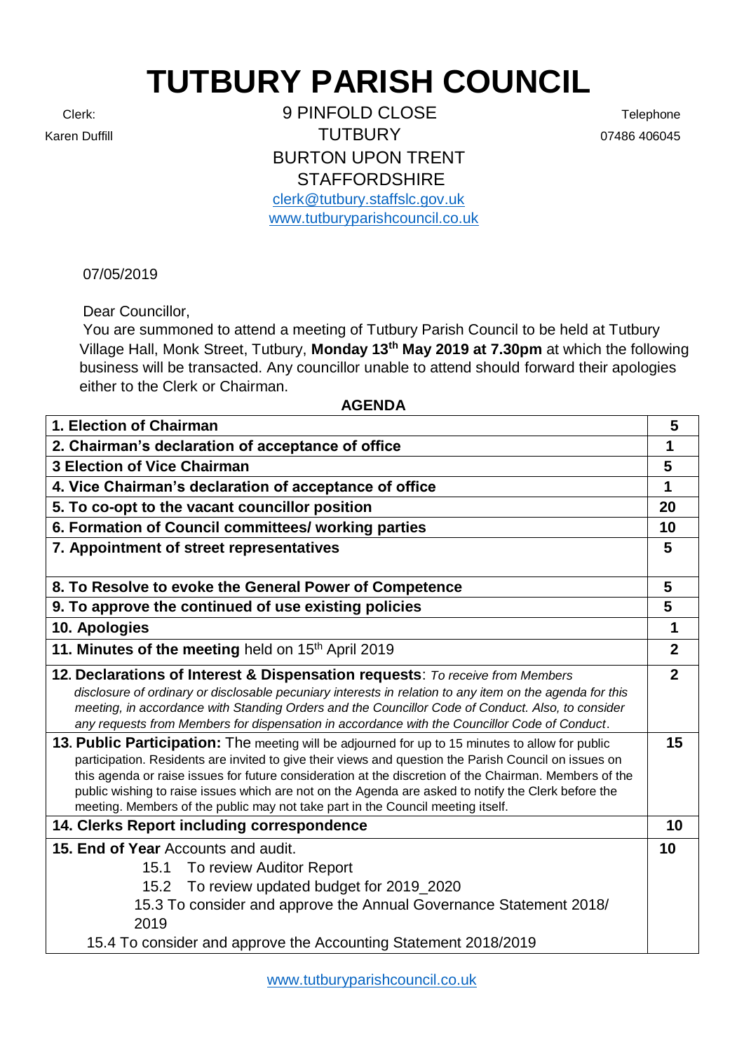# TUTBURY PARISH COUNCIL

Clerk:
Karen Duffill

9 PINFOLD CLOSE
TUTBURY
BURTON UPON TRENT
STAFFORDSHIRE
clerk@tutbury.staffslc.gov.uk
www.tutburyparishcouncil.co.uk

Telephone
07486 406045

07/05/2019

Dear Councillor,

You are summoned to attend a meeting of Tutbury Parish Council to be held at Tutbury Village Hall, Monk Street, Tutbury, **Monday 13th May 2019 at 7.30pm** at which the following business will be transacted. Any councillor unable to attend should forward their apologies either to the Clerk or Chairman.

**AGENDA**

| | |
|---|---|
| **1. Election of Chairman** | **5** |
| **2. Chairman's declaration of acceptance of office** | **1** |
| **3 Election of Vice Chairman** | **5** |
| **4. Vice Chairman's declaration of acceptance of office** | **1** |
| **5. To co-opt to the vacant councillor position** | **20** |
| **6. Formation of Council committees/ working parties** | **10** |
| **7. Appointment of street representatives** | **5** |
| **8. To Resolve to evoke the General Power of Competence** | **5** |
| **9. To approve the continued of use existing policies** | **5** |
| **10. Apologies** | **1** |
| **11. Minutes of the meeting** held on 15th April 2019 | **2** |
| **12. Declarations of Interest & Dispensation requests**: *To receive from Members disclosure of ordinary or disclosable pecuniary interests in relation to any item on the agenda for this meeting, in accordance with Standing Orders and the Councillor Code of Conduct. Also, to consider any requests from Members for dispensation in accordance with the Councillor Code of Conduct*. | **2** |
| **13. Public Participation:** The meeting will be adjourned for up to 15 minutes to allow for public participation. Residents are invited to give their views and question the Parish Council on issues on this agenda or raise issues for future consideration at the discretion of the Chairman. Members of the public wishing to raise issues which are not on the Agenda are asked to notify the Clerk before the meeting. Members of the public may not take part in the Council meeting itself. | **15** |
| **14. Clerks Report including correspondence** | **10** |
| **15. End of Year** Accounts and audit.<br>15.1 To review Auditor Report<br>15.2 To review updated budget for 2019_2020<br>15.3 To consider and approve the Annual Governance Statement 2018/ 2019<br>15.4 To consider and approve the Accounting Statement 2018/2019 | **10** |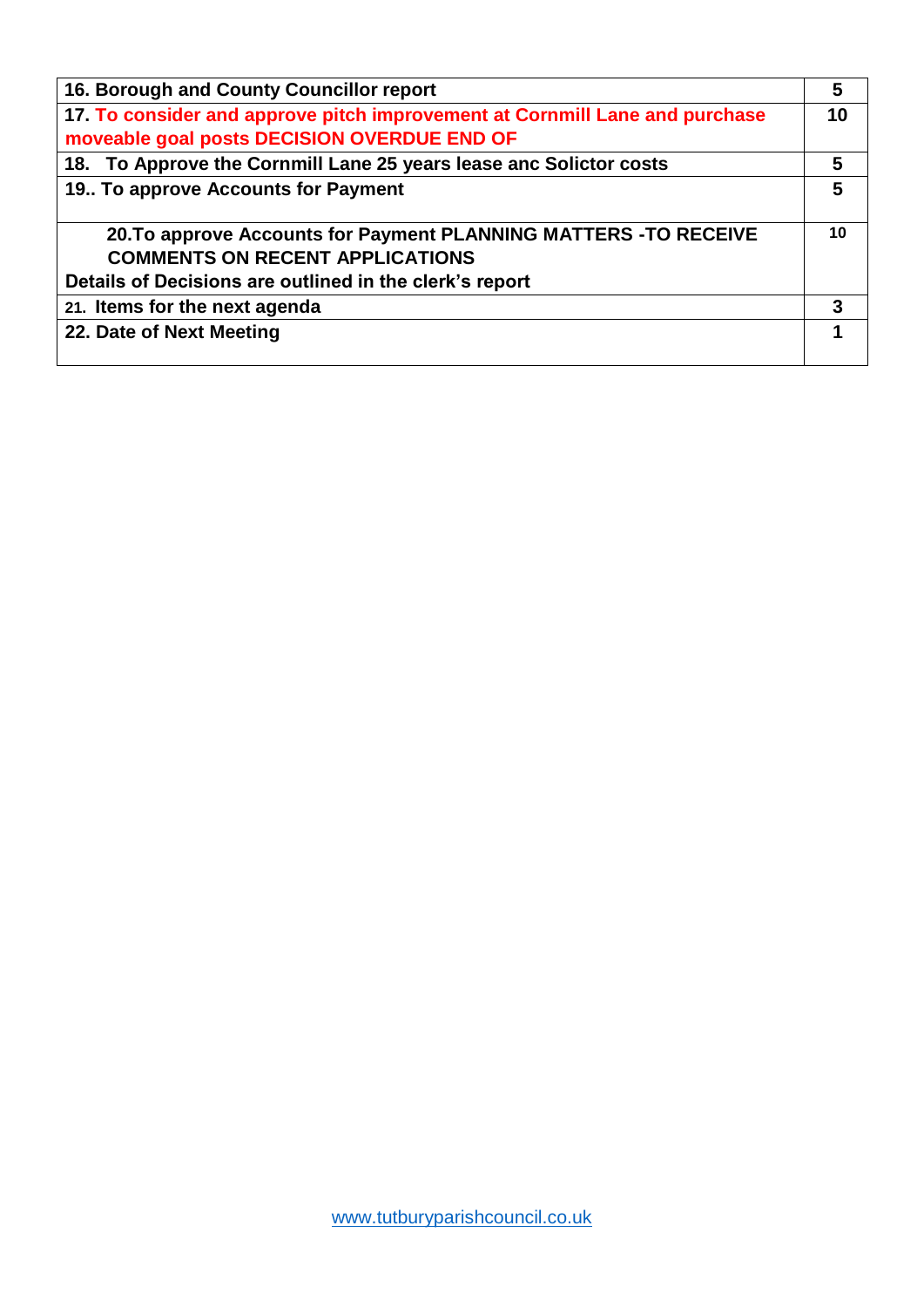| | |
|---|---|
| **16. Borough and County Councillor report** | **5** |
| **17. To consider and approve pitch improvement at Cornmill Lane and purchase moveable goal posts DECISION OVERDUE END OF** | **10** |
| **18. To Approve the Cornmill Lane 25 years lease anc Solictor costs** | **5** |
| **19.. To approve Accounts for Payment** | **5** |
| **20.To approve Accounts for Payment PLANNING MATTERS -TO RECEIVE COMMENTS ON RECENT APPLICATIONS** **Details of Decisions are outlined in the clerk's report** | **10** |
| **21. Items for the next agenda** | **3** |
| **22. Date of Next Meeting** | **1** |

www.tutburyparishcouncil.co.uk